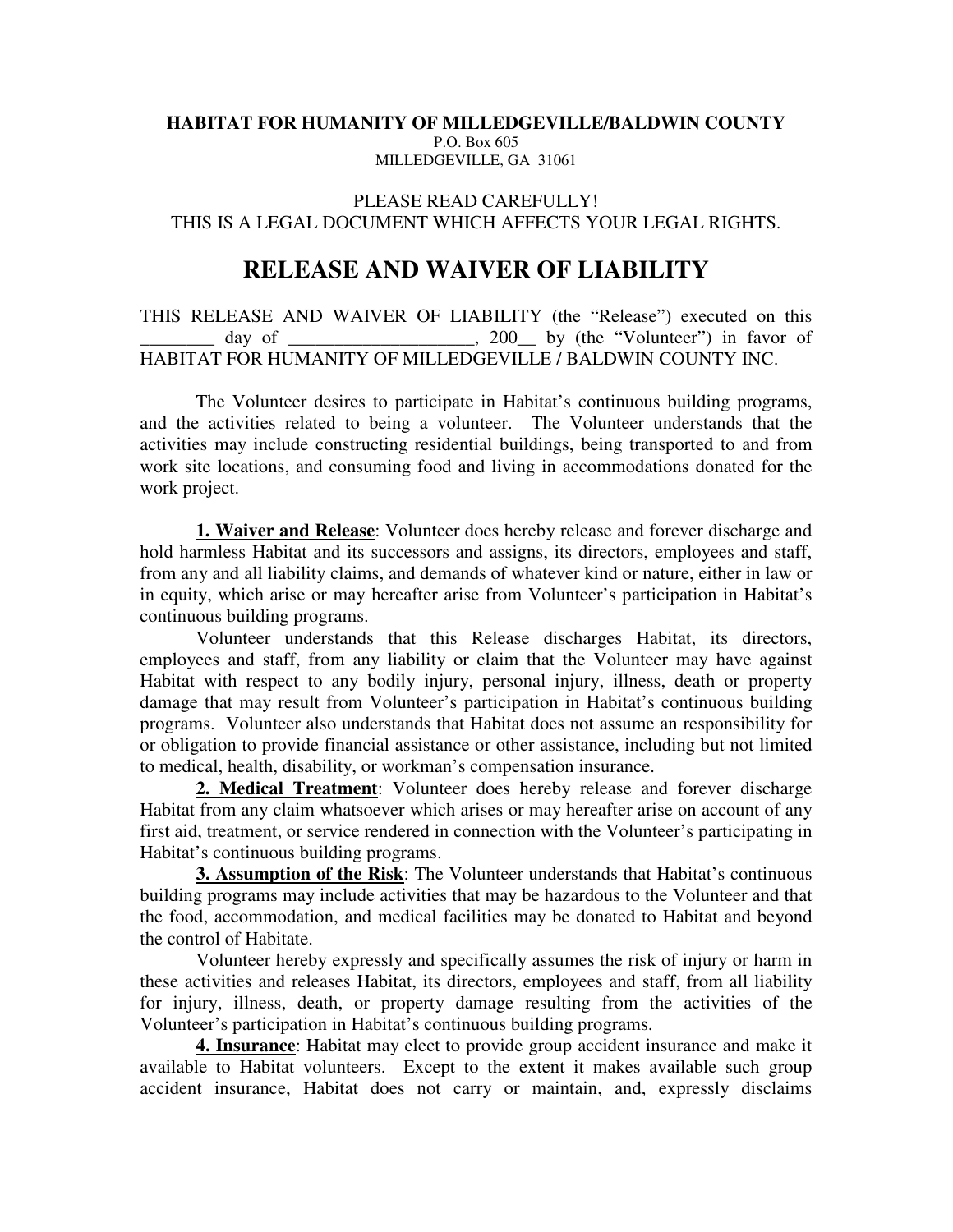**HABITAT FOR HUMANITY OF MILLEDGEVILLE/BALDWIN COUNTY**
P.O. Box 605
MILLEDGEVILLE, GA 31061

PLEASE READ CAREFULLY!
THIS IS A LEGAL DOCUMENT WHICH AFFECTS YOUR LEGAL RIGHTS.

# RELEASE AND WAIVER OF LIABILITY

THIS RELEASE AND WAIVER OF LIABILITY (the "Release") executed on this ________ day of ___________________, 200__ by (the "Volunteer") in favor of HABITAT FOR HUMANITY OF MILLEDGEVILLE / BALDWIN COUNTY INC.

The Volunteer desires to participate in Habitat's continuous building programs, and the activities related to being a volunteer. The Volunteer understands that the activities may include constructing residential buildings, being transported to and from work site locations, and consuming food and living in accommodations donated for the work project.

**1. Waiver and Release**: Volunteer does hereby release and forever discharge and hold harmless Habitat and its successors and assigns, its directors, employees and staff, from any and all liability claims, and demands of whatever kind or nature, either in law or in equity, which arise or may hereafter arise from Volunteer's participation in Habitat's continuous building programs.

Volunteer understands that this Release discharges Habitat, its directors, employees and staff, from any liability or claim that the Volunteer may have against Habitat with respect to any bodily injury, personal injury, illness, death or property damage that may result from Volunteer's participation in Habitat's continuous building programs. Volunteer also understands that Habitat does not assume an responsibility for or obligation to provide financial assistance or other assistance, including but not limited to medical, health, disability, or workman's compensation insurance.

**2. Medical Treatment**: Volunteer does hereby release and forever discharge Habitat from any claim whatsoever which arises or may hereafter arise on account of any first aid, treatment, or service rendered in connection with the Volunteer's participating in Habitat's continuous building programs.

**3. Assumption of the Risk**: The Volunteer understands that Habitat's continuous building programs may include activities that may be hazardous to the Volunteer and that the food, accommodation, and medical facilities may be donated to Habitat and beyond the control of Habitate.

Volunteer hereby expressly and specifically assumes the risk of injury or harm in these activities and releases Habitat, its directors, employees and staff, from all liability for injury, illness, death, or property damage resulting from the activities of the Volunteer's participation in Habitat's continuous building programs.

**4. Insurance**: Habitat may elect to provide group accident insurance and make it available to Habitat volunteers. Except to the extent it makes available such group accident insurance, Habitat does not carry or maintain, and, expressly disclaims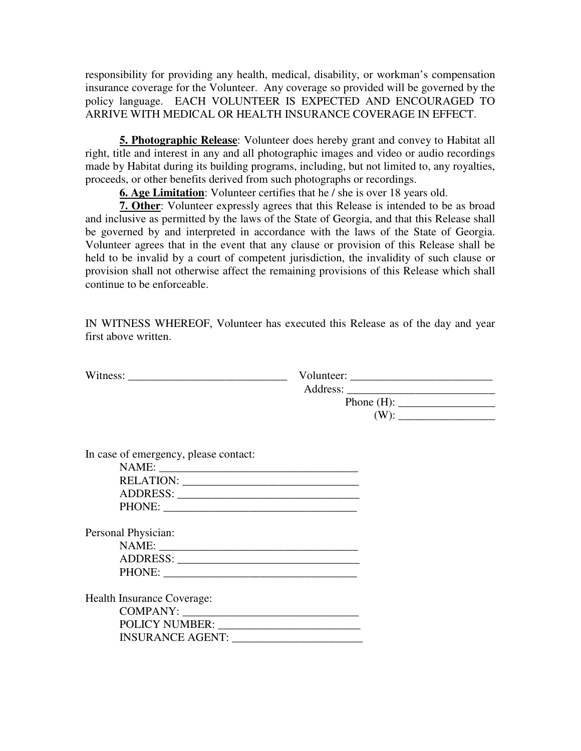responsibility for providing any health, medical, disability, or workman's compensation insurance coverage for the Volunteer. Any coverage so provided will be governed by the policy language. EACH VOLUNTEER IS EXPECTED AND ENCOURAGED TO ARRIVE WITH MEDICAL OR HEALTH INSURANCE COVERAGE IN EFFECT.

**5. Photographic Release**: Volunteer does hereby grant and convey to Habitat all right, title and interest in any and all photographic images and video or audio recordings made by Habitat during its building programs, including, but not limited to, any royalties, proceeds, or other benefits derived from such photographs or recordings.

**6. Age Limitation**: Volunteer certifies that he / she is over 18 years old.

**7. Other**: Volunteer expressly agrees that this Release is intended to be as broad and inclusive as permitted by the laws of the State of Georgia, and that this Release shall be governed by and interpreted in accordance with the laws of the State of Georgia. Volunteer agrees that in the event that any clause or provision of this Release shall be held to be invalid by a court of competent jurisdiction, the invalidity of such clause or provision shall not otherwise affect the remaining provisions of this Release which shall continue to be enforceable.

IN WITNESS WHEREOF, Volunteer has executed this Release as of the day and year first above written.

Witness: ____________________________

Volunteer: _________________________
Address: __________________________
Phone (H): _________________
(W): _________________

In case of emergency, please contact:
NAME: ___________________________________
RELATION: _______________________________
ADDRESS: ________________________________
PHONE: __________________________________

Personal Physician:
NAME: ___________________________________
ADDRESS: ________________________________
PHONE: __________________________________

Health Insurance Coverage:
COMPANY: _______________________________
POLICY NUMBER: _________________________
INSURANCE AGENT: _______________________